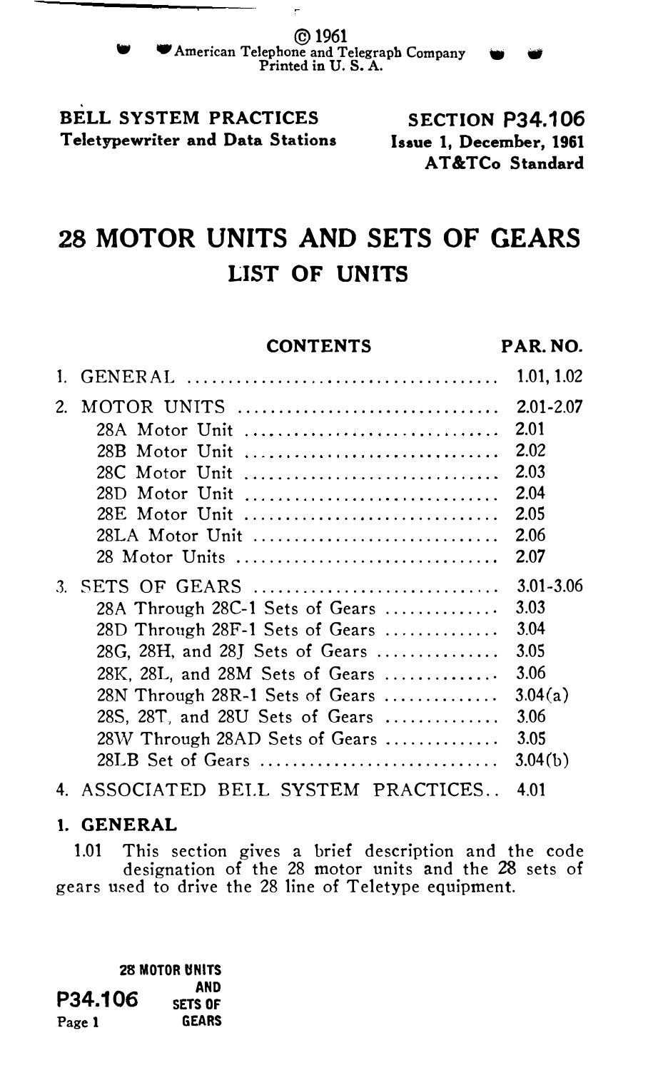© 1961
American Telephone and Telegraph Company
Printed in U. S. A.

**BELL SYSTEM PRACTICES**
**Teletypewriter and Data Stations**

**SECTION P34.106**
**Issue 1, December, 1961**
**AT&TCo Standard**

# 28 MOTOR UNITS AND SETS OF GEARS
## LIST OF UNITS

| CONTENTS | PAR. NO. |
|---|---|
| 1. GENERAL | 1.01, 1.02 |
| 2. MOTOR UNITS | 2.01-2.07 |
| 28A Motor Unit | 2.01 |
| 28B Motor Unit | 2.02 |
| 28C Motor Unit | 2.03 |
| 28D Motor Unit | 2.04 |
| 28E Motor Unit | 2.05 |
| 28LA Motor Unit | 2.06 |
| 28 Motor Units | 2.07 |
| 3. SETS OF GEARS | 3.01-3.06 |
| 28A Through 28C-1 Sets of Gears | 3.03 |
| 28D Through 28F-1 Sets of Gears | 3.04 |
| 28G, 28H, and 28J Sets of Gears | 3.05 |
| 28K, 28L, and 28M Sets of Gears | 3.06 |
| 28N Through 28R-1 Sets of Gears | 3.04(a) |
| 28S, 28T, and 28U Sets of Gears | 3.06 |
| 28W Through 28AD Sets of Gears | 3.05 |
| 28LB Set of Gears | 3.04(b) |
| 4. ASSOCIATED BELL SYSTEM PRACTICES | 4.01 |

## 1. GENERAL

1.01 This section gives a brief description and the code designation of the 28 motor units and the 28 sets of gears used to drive the 28 line of Teletype equipment.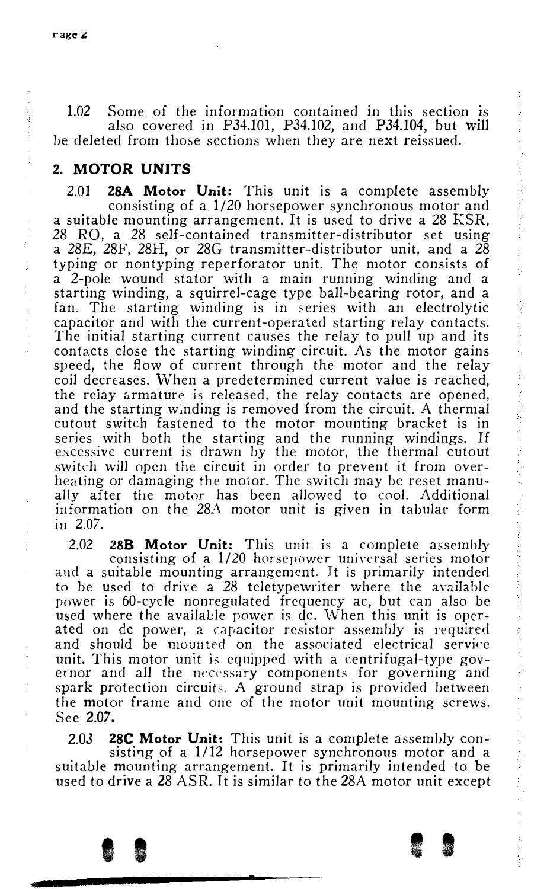1.02 Some of the information contained in this section is also covered in P34.101, P34.102, and P34.104, but will be deleted from those sections when they are next reissued.

## 2. MOTOR UNITS

2.01 **28A Motor Unit:** This unit is a complete assembly consisting of a 1/20 horsepower synchronous motor and a suitable mounting arrangement. It is used to drive a 28 KSR, 28 RO, a 28 self-contained transmitter-distributor set using a 28E, 28F, 28H, or 28G transmitter-distributor unit, and a 28 typing or nontyping reperforator unit. The motor consists of a 2-pole wound stator with a main running winding and a starting winding, a squirrel-cage type ball-bearing rotor, and a fan. The starting winding is in series with an electrolytic capacitor and with the current-operated starting relay contacts. The initial starting current causes the relay to pull up and its contacts close the starting winding circuit. As the motor gains speed, the flow of current through the motor and the relay coil decreases. When a predetermined current value is reached, the relay armature is released, the relay contacts are opened, and the starting winding is removed from the circuit. A thermal cutout switch fastened to the motor mounting bracket is in series with both the starting and the running windings. If excessive current is drawn by the motor, the thermal cutout switch will open the circuit in order to prevent it from overheating or damaging the motor. The switch may be reset manually after the motor has been allowed to cool. Additional information on the 28A motor unit is given in tabular form in 2.07.

2.02 **28B Motor Unit:** This unit is a complete assembly consisting of a 1/20 horsepower universal series motor and a suitable mounting arrangement. It is primarily intended to be used to drive a 28 teletypewriter where the available power is 60-cycle nonregulated frequency ac, but can also be used where the available power is dc. When this unit is operated on dc power, a capacitor resistor assembly is required and should be mounted on the associated electrical service unit. This motor unit is equipped with a centrifugal-type governor and all the necessary components for governing and spark protection circuits. A ground strap is provided between the motor frame and one of the motor unit mounting screws. See 2.07.

2.03 **28C Motor Unit:** This unit is a complete assembly consisting of a 1/12 horsepower synchronous motor and a suitable mounting arrangement. It is primarily intended to be used to drive a 28 ASR. It is similar to the 28A motor unit except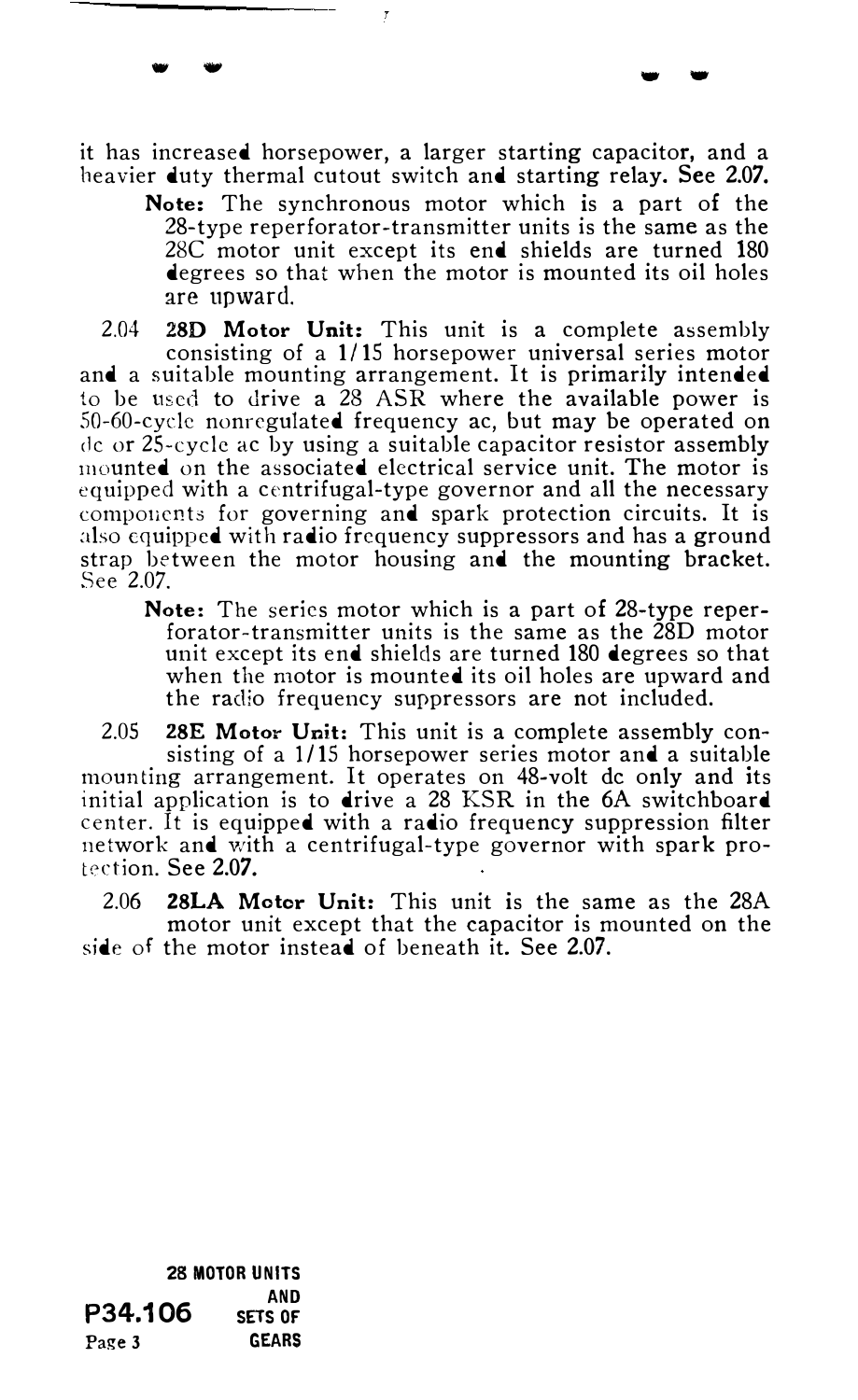it has increased horsepower, a larger starting capacitor, and a heavier duty thermal cutout switch and starting relay. See 2.07.

> **Note:** The synchronous motor which is a part of the 28-type reperforator-transmitter units is the same as the 28C motor unit except its end shields are turned 180 degrees so that when the motor is mounted its oil holes are upward.

2.04 **28D Motor Unit:** This unit is a complete assembly consisting of a 1/15 horsepower universal series motor and a suitable mounting arrangement. It is primarily intended to be used to drive a 28 ASR where the available power is 50-60-cycle nonregulated frequency ac, but may be operated on dc or 25-cycle ac by using a suitable capacitor resistor assembly mounted on the associated electrical service unit. The motor is equipped with a centrifugal-type governor and all the necessary components for governing and spark protection circuits. It is also equipped with radio frequency suppressors and has a ground strap between the motor housing and the mounting bracket. See 2.07.

> **Note:** The series motor which is a part of 28-type reperforator-transmitter units is the same as the 28D motor unit except its end shields are turned 180 degrees so that when the motor is mounted its oil holes are upward and the radio frequency suppressors are not included.

2.05 **28E Motor Unit:** This unit is a complete assembly consisting of a 1/15 horsepower series motor and a suitable mounting arrangement. It operates on 48-volt dc only and its initial application is to drive a 28 KSR in the 6A switchboard center. It is equipped with a radio frequency suppression filter network and with a centrifugal-type governor with spark protection. See 2.07.

2.06 **28LA Motor Unit:** This unit is the same as the 28A motor unit except that the capacitor is mounted on the side of the motor instead of beneath it. See 2.07.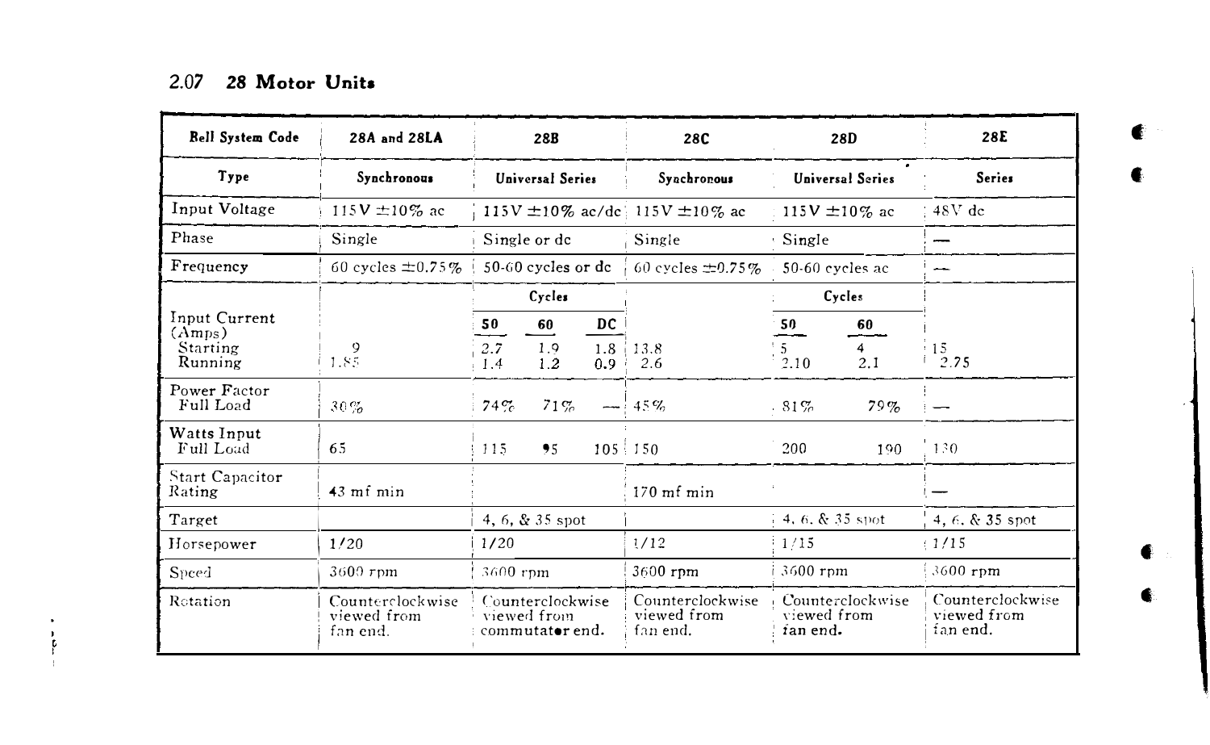## 2.07 28 Motor Units

| Bell System Code | 28A and 28LA | 28B | | | 28C | 28D | | 28E |
|---|---|---|---|---|---|---|---|---|
| Type | Synchronous | Universal Series | | | Synchronous | Universal Series | | Series |
| Input Voltage | 115V ±10% ac | 115V ±10% ac/dc | | | 115V ±10% ac | 115V ±10% ac | | 48V dc |
| Phase | Single | Single or dc | | | Single | Single | | — |
| Frequency | 60 cycles ±0.75% | 50-60 cycles or dc | | | 60 cycles ±0.75% | 50-60 cycles ac | | — |
| | | Cycles | | | | Cycles | | |
| Input Current (Amps) | | 50 | 60 | DC | | 50 | 60 | |
| Starting | 9 | 2.7 | 1.9 | 1.8 | 13.8 | 5 | 4 | 15 |
| Running | 1.85 | 1.4 | 1.2 | 0.9 | 2.6 | 2.10 | 2.1 | 2.75 |
| Power Factor Full Load | 30% | 74% | 71% | — | 45% | 81% | 79% | — |
| Watts Input Full Load | 65 | 115 | 95 | 105 | 150 | 200 | 190 | 130 |
| Start Capacitor Rating | 43 mf min | | | | 170 mf min | | | — |
| Target | | 4, 6, & 35 spot | | | | 4, 6, & 35 spot | | 4, 6, & 35 spot |
| Horsepower | 1/20 | 1/20 | | | 1/12 | 1/15 | | 1/15 |
| Speed | 3600 rpm | 3600 rpm | | | 3600 rpm | 3600 rpm | | 3600 rpm |
| Rotation | Counterclockwise viewed from fan end. | Counterclockwise viewed from commutator end. | | | Counterclockwise viewed from fan end. | Counterclockwise viewed from fan end. | | Counterclockwise viewed from fan end. |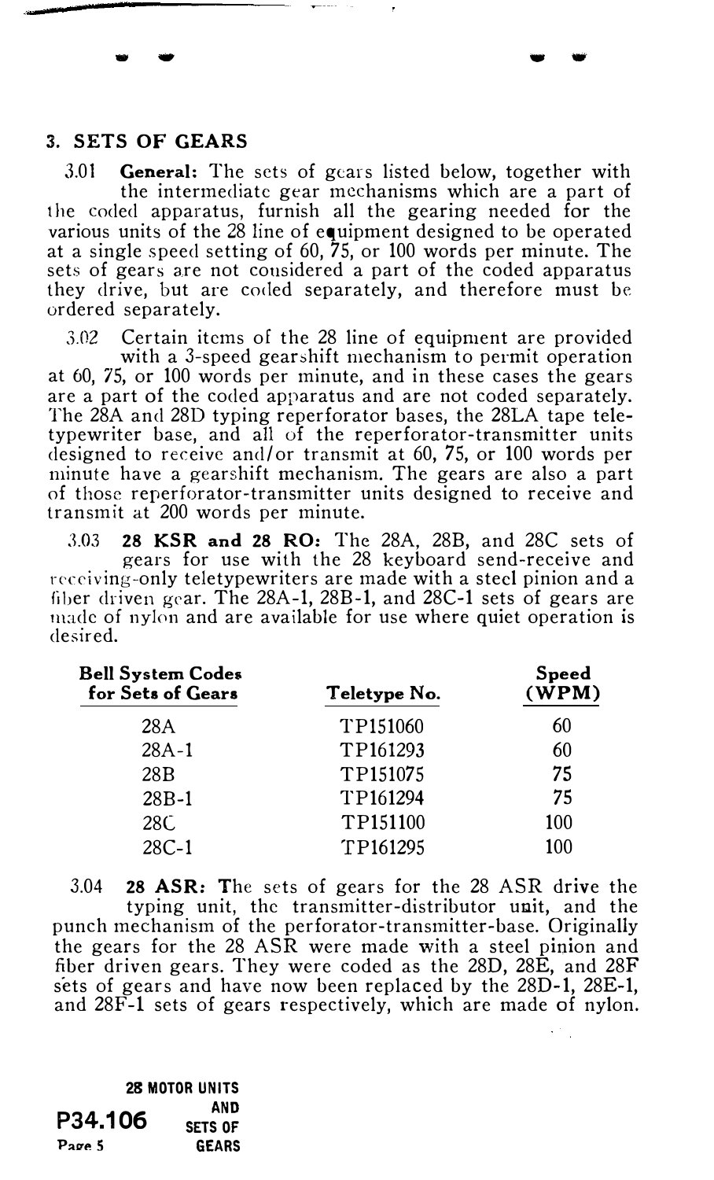## 3. SETS OF GEARS

3.01 **General:** The sets of gears listed below, together with the intermediate gear mechanisms which are a part of the coded apparatus, furnish all the gearing needed for the various units of the 28 line of equipment designed to be operated at a single speed setting of 60, 75, or 100 words per minute. The sets of gears are not considered a part of the coded apparatus they drive, but are coded separately, and therefore must be ordered separately.

3.02 Certain items of the 28 line of equipment are provided with a 3-speed gearshift mechanism to permit operation at 60, 75, or 100 words per minute, and in these cases the gears are a part of the coded apparatus and are not coded separately. The 28A and 28D typing reperforator bases, the 28LA tape teletypewriter base, and all of the reperforator-transmitter units designed to receive and/or transmit at 60, 75, or 100 words per minute have a gearshift mechanism. The gears are also a part of those reperforator-transmitter units designed to receive and transmit at 200 words per minute.

3.03 **28 KSR and 28 RO:** The 28A, 28B, and 28C sets of gears for use with the 28 keyboard send-receive and receiving-only teletypewriters are made with a steel pinion and a fiber driven gear. The 28A-1, 28B-1, and 28C-1 sets of gears are made of nylon and are available for use where quiet operation is desired.

| Bell System Codes for Sets of Gears | Teletype No. | Speed (WPM) |
|---|---|---|
| 28A | TP151060 | 60 |
| 28A-1 | TP161293 | 60 |
| 28B | TP151075 | 75 |
| 28B-1 | TP161294 | 75 |
| 28C | TP151100 | 100 |
| 28C-1 | TP161295 | 100 |

3.04 **28 ASR:** The sets of gears for the 28 ASR drive the typing unit, the transmitter-distributor unit, and the punch mechanism of the perforator-transmitter-base. Originally the gears for the 28 ASR were made with a steel pinion and fiber driven gears. They were coded as the 28D, 28E, and 28F sets of gears and have now been replaced by the 28D-1, 28E-1, and 28F-1 sets of gears respectively, which are made of nylon.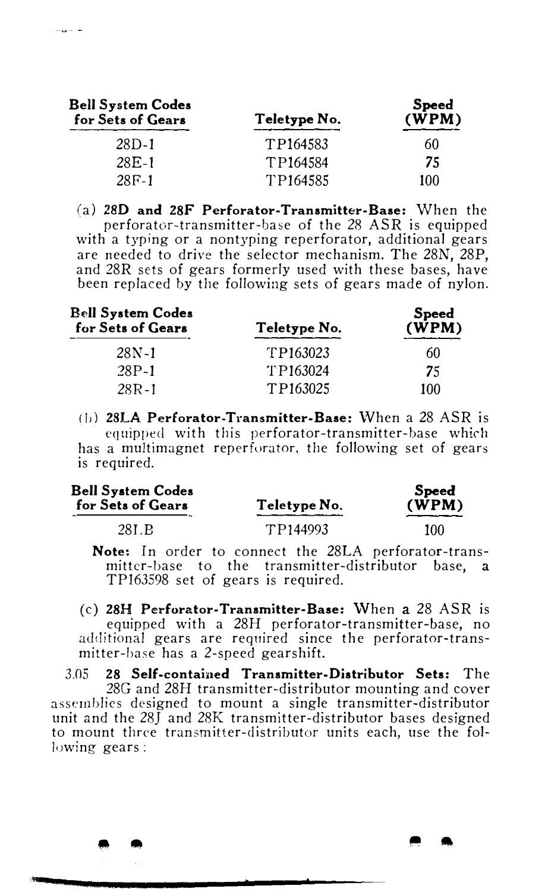| Bell System Codes for Sets of Gears | Teletype No. | Speed (WPM) |
|---|---|---|
| 28D-1 | TP164583 | 60 |
| 28E-1 | TP164584 | 75 |
| 28F-1 | TP164585 | 100 |

(a) **28D and 28F Perforator-Transmitter-Base:** When the perforator-transmitter-base of the 28 ASR is equipped with a typing or a nontyping reperforator, additional gears are needed to drive the selector mechanism. The 28N, 28P, and 28R sets of gears formerly used with these bases, have been replaced by the following sets of gears made of nylon.

| Bell System Codes for Sets of Gears | Teletype No. | Speed (WPM) |
|---|---|---|
| 28N-1 | TP163023 | 60 |
| 28P-1 | TP163024 | 75 |
| 28R-1 | TP163025 | 100 |

(b) **28LA Perforator-Transmitter-Base:** When a 28 ASR is equipped with this perforator-transmitter-base which has a multimagnet reperforator, the following set of gears is required.

| Bell System Codes for Sets of Gears | Teletype No. | Speed (WPM) |
|---|---|---|
| 28LB | TP144993 | 100 |

**Note:** In order to connect the 28LA perforator-transmitter-base to the transmitter-distributor base, a TP163598 set of gears is required.

(c) **28H Perforator-Transmitter-Base:** When a 28 ASR is equipped with a 28H perforator-transmitter-base, no additional gears are required since the perforator-transmitter-base has a 2-speed gearshift.

3.05 **28 Self-contained Transmitter-Distributor Sets:** The 28G and 28H transmitter-distributor mounting and cover assemblies designed to mount a single transmitter-distributor unit and the 28J and 28K transmitter-distributor bases designed to mount three transmitter-distributor units each, use the following gears: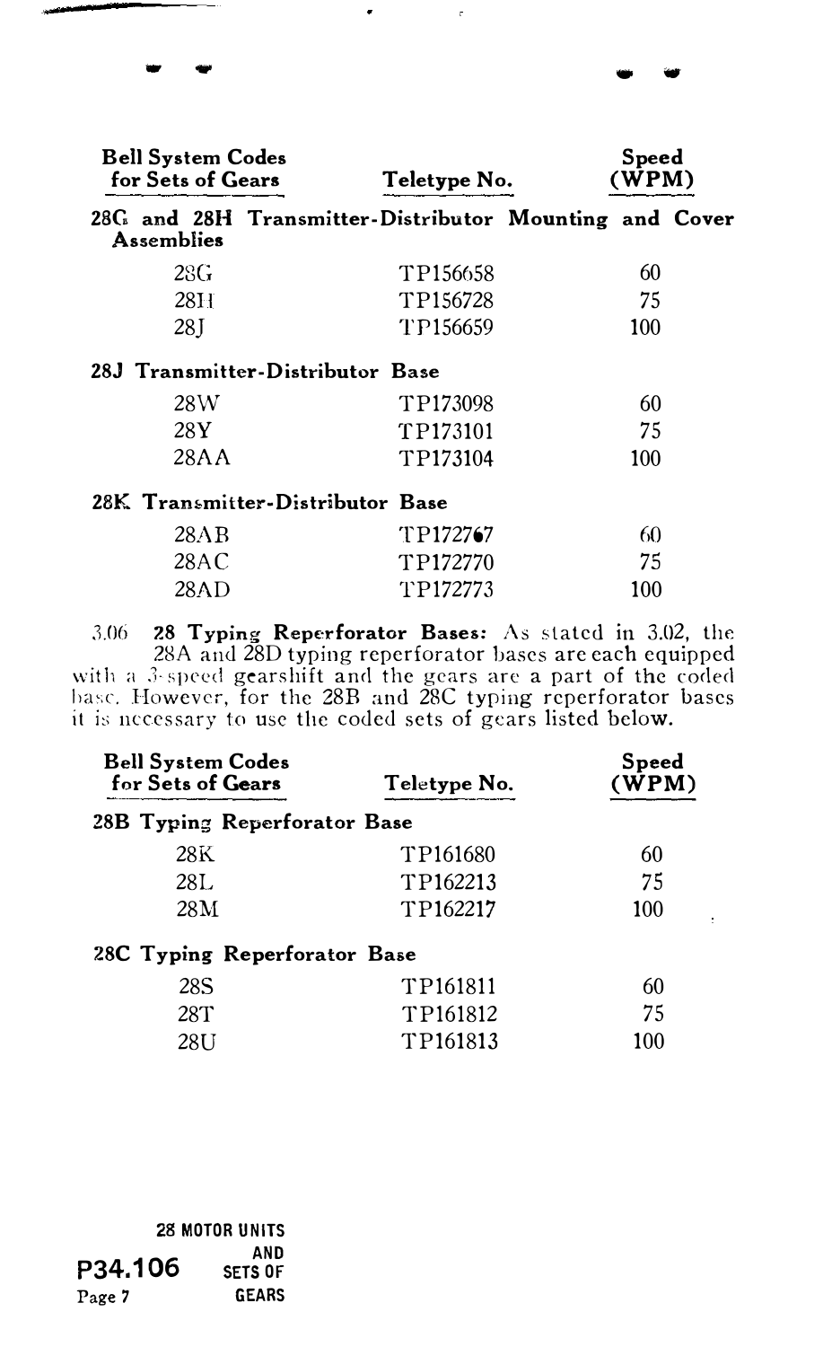| Bell System Codes for Sets of Gears | Teletype No. | Speed (WPM) |
|---|---|---|
| **28G and 28H Transmitter-Distributor Mounting and Cover Assemblies** | | |
| 28G | TP156658 | 60 |
| 28H | TP156728 | 75 |
| 28J | TP156659 | 100 |
| **28J Transmitter-Distributor Base** | | |
| 28W | TP173098 | 60 |
| 28Y | TP173101 | 75 |
| 28AA | TP173104 | 100 |
| **28K Transmitter-Distributor Base** | | |
| 28AB | TP172767 | 60 |
| 28AC | TP172770 | 75 |
| 28AD | TP172773 | 100 |

3.06 **28 Typing Reperforator Bases:** As stated in 3.02, the 28A and 28D typing reperforator bases are each equipped with a 3-speed gearshift and the gears are a part of the coded base. However, for the 28B and 28C typing reperforator bases it is necessary to use the coded sets of gears listed below.

| Bell System Codes for Sets of Gears | Teletype No. | Speed (WPM) |
|---|---|---|
| **28B Typing Reperforator Base** | | |
| 28K | TP161680 | 60 |
| 28L | TP162213 | 75 |
| 28M | TP162217 | 100 |
| **28C Typing Reperforator Base** | | |
| 28S | TP161811 | 60 |
| 28T | TP161812 | 75 |
| 28U | TP161813 | 100 |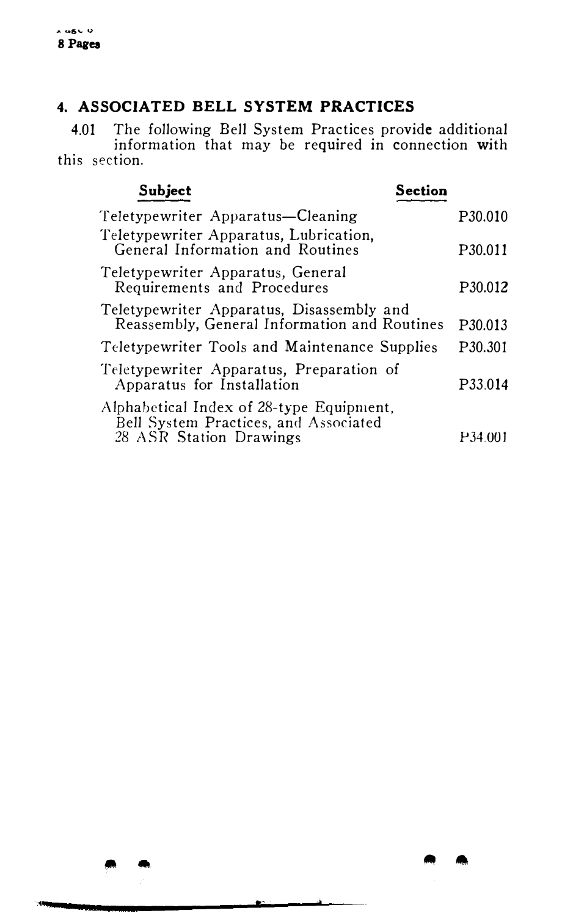## 4. ASSOCIATED BELL SYSTEM PRACTICES

4.01 The following Bell System Practices provide additional information that may be required in connection with this section.

| Subject | Section |
|---|---|
| Teletypewriter Apparatus—Cleaning | P30.010 |
| Teletypewriter Apparatus, Lubrication, General Information and Routines | P30.011 |
| Teletypewriter Apparatus, General Requirements and Procedures | P30.012 |
| Teletypewriter Apparatus, Disassembly and Reassembly, General Information and Routines | P30.013 |
| Teletypewriter Tools and Maintenance Supplies | P30.301 |
| Teletypewriter Apparatus, Preparation of Apparatus for Installation | P33.014 |
| Alphabetical Index of 28-type Equipment, Bell System Practices, and Associated 28 ASR Station Drawings | P34.001 |